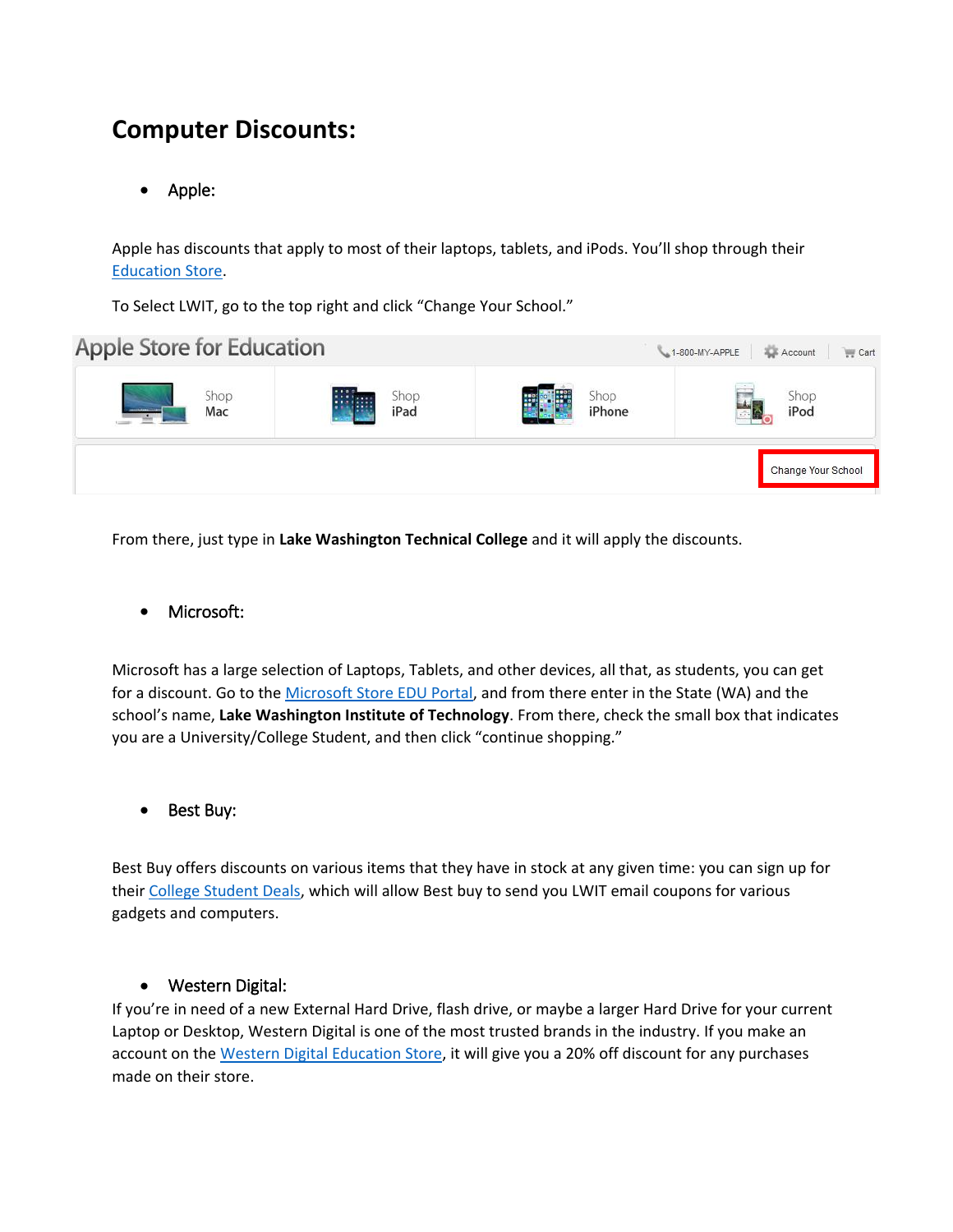# Computer Discounts:

- Apple:

Apple has discounts that apply to most of their laptops, tablets, and iPods. You'll shop through their Education Store.

To Select LWIT, go to the top right and click "Change Your School."

From there, just type in **Lake Washington Technical College** and it will apply the discounts.

- Microsoft:

Microsoft has a large selection of Laptops, Tablets, and other devices, all that, as students, you can get for a discount. Go to the Microsoft Store EDU Portal, and from there enter in the State (WA) and the school's name, **Lake Washington Institute of Technology**. From there, check the small box that indicates you are a University/College Student, and then click "continue shopping."

- Best Buy:

Best Buy offers discounts on various items that they have in stock at any given time: you can sign up for their College Student Deals, which will allow Best buy to send you LWIT email coupons for various gadgets and computers.

- Western Digital:

If you're in need of a new External Hard Drive, flash drive, or maybe a larger Hard Drive for your current Laptop or Desktop, Western Digital is one of the most trusted brands in the industry. If you make an account on the Western Digital Education Store, it will give you a 20% off discount for any purchases made on their store.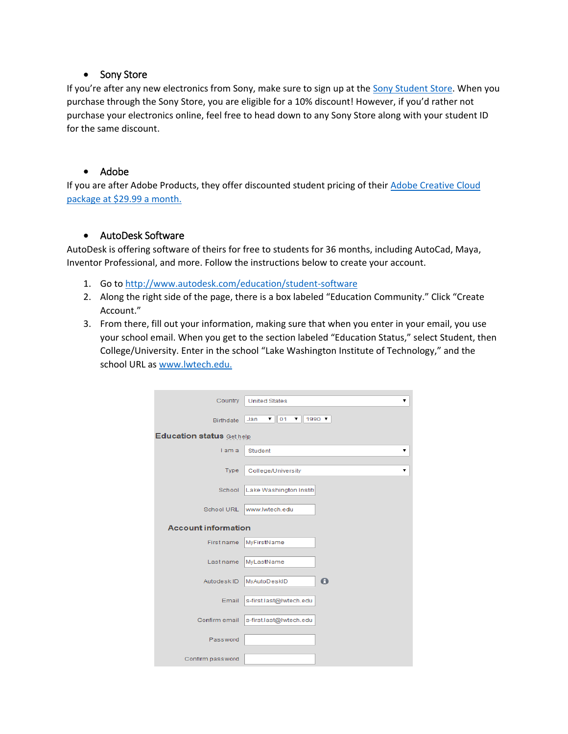- Sony Store

If you're after any new electronics from Sony, make sure to sign up at the Sony Student Store. When you purchase through the Sony Store, you are eligible for a 10% discount! However, if you'd rather not purchase your electronics online, feel free to head down to any Sony Store along with your student ID for the same discount.

- Adobe

If you are after Adobe Products, they offer discounted student pricing of their Adobe Creative Cloud package at $29.99 a month.

- AutoDesk Software

AutoDesk is offering software of theirs for free to students for 36 months, including AutoCad, Maya, Inventor Professional, and more. Follow the instructions below to create your account.

1. Go to http://www.autodesk.com/education/student-software
2. Along the right side of the page, there is a box labeled "Education Community." Click "Create Account."
3. From there, fill out your information, making sure that when you enter in your email, you use your school email. When you get to the section labeled "Education Status," select Student, then College/University. Enter in the school "Lake Washington Institute of Technology," and the school URL as www.lwtech.edu.

Country: United States

Birthdate: Jan 01 1990

**Education status** Get help

I am a: Student

Type: College/University

School: Lake Washington Institu

School URL: www.lwtech.edu

**Account information**

First name: MyFirstName

Last name: MyLastName

Autodesk ID: MyAutoDeskID

Email: s-first.last@lwtech.edu

Confirm email: s-first.last@lwtech.edu

Password:

Confirm password: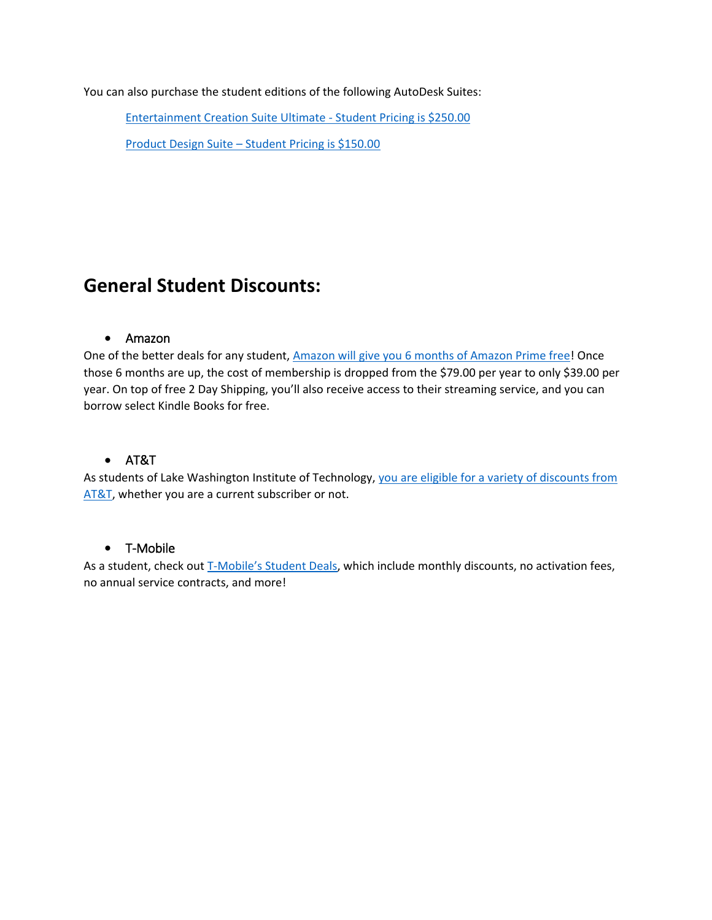You can also purchase the student editions of the following AutoDesk Suites:

Entertainment Creation Suite Ultimate - Student Pricing is $250.00

Product Design Suite – Student Pricing is $150.00

## General Student Discounts:

- Amazon

One of the better deals for any student, Amazon will give you 6 months of Amazon Prime free! Once those 6 months are up, the cost of membership is dropped from the $79.00 per year to only $39.00 per year. On top of free 2 Day Shipping, you'll also receive access to their streaming service, and you can borrow select Kindle Books for free.

- AT&T

As students of Lake Washington Institute of Technology, you are eligible for a variety of discounts from AT&T, whether you are a current subscriber or not.

- T-Mobile

As a student, check out T-Mobile's Student Deals, which include monthly discounts, no activation fees, no annual service contracts, and more!